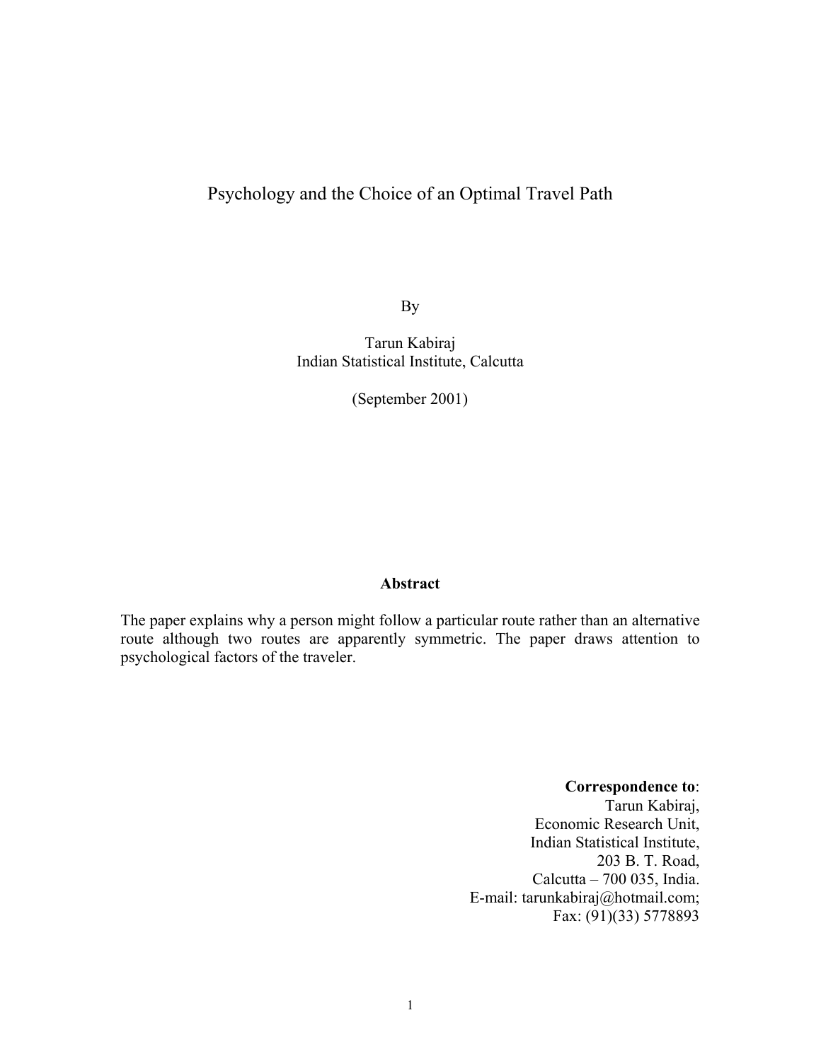# Psychology and the Choice of an Optimal Travel Path

By

Tarun Kabiraj
Indian Statistical Institute, Calcutta

(September 2001)

**Abstract**

The paper explains why a person might follow a particular route rather than an alternative route although two routes are apparently symmetric. The paper draws attention to psychological factors of the traveler.

**Correspondence to**:
Tarun Kabiraj,
Economic Research Unit,
Indian Statistical Institute,
203 B. T. Road,
Calcutta – 700 035, India.
E-mail: tarunkabiraj@hotmail.com;
Fax: (91)(33) 5778893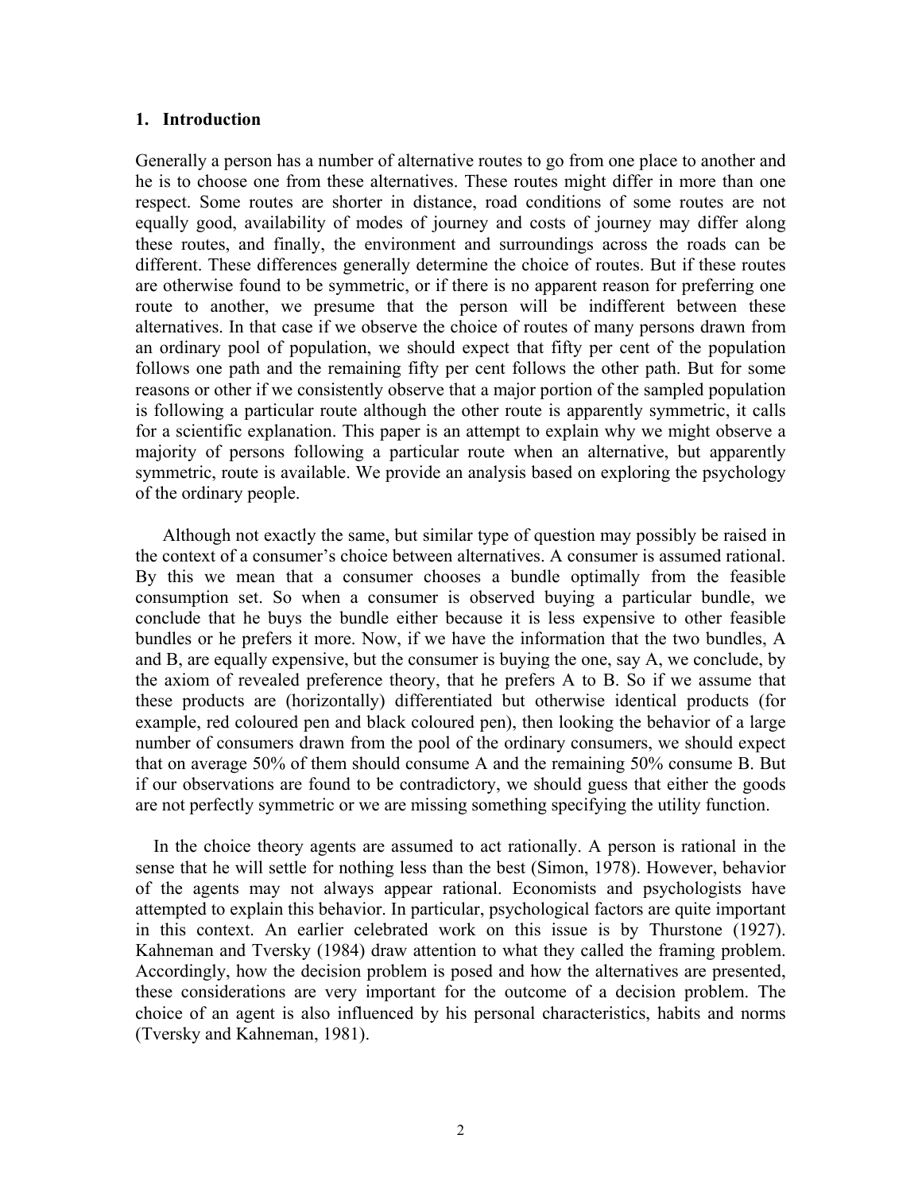## 1. Introduction

Generally a person has a number of alternative routes to go from one place to another and he is to choose one from these alternatives. These routes might differ in more than one respect. Some routes are shorter in distance, road conditions of some routes are not equally good, availability of modes of journey and costs of journey may differ along these routes, and finally, the environment and surroundings across the roads can be different. These differences generally determine the choice of routes. But if these routes are otherwise found to be symmetric, or if there is no apparent reason for preferring one route to another, we presume that the person will be indifferent between these alternatives. In that case if we observe the choice of routes of many persons drawn from an ordinary pool of population, we should expect that fifty per cent of the population follows one path and the remaining fifty per cent follows the other path. But for some reasons or other if we consistently observe that a major portion of the sampled population is following a particular route although the other route is apparently symmetric, it calls for a scientific explanation. This paper is an attempt to explain why we might observe a majority of persons following a particular route when an alternative, but apparently symmetric, route is available. We provide an analysis based on exploring the psychology of the ordinary people.

Although not exactly the same, but similar type of question may possibly be raised in the context of a consumer's choice between alternatives. A consumer is assumed rational. By this we mean that a consumer chooses a bundle optimally from the feasible consumption set. So when a consumer is observed buying a particular bundle, we conclude that he buys the bundle either because it is less expensive to other feasible bundles or he prefers it more. Now, if we have the information that the two bundles, A and B, are equally expensive, but the consumer is buying the one, say A, we conclude, by the axiom of revealed preference theory, that he prefers A to B. So if we assume that these products are (horizontally) differentiated but otherwise identical products (for example, red coloured pen and black coloured pen), then looking the behavior of a large number of consumers drawn from the pool of the ordinary consumers, we should expect that on average 50% of them should consume A and the remaining 50% consume B. But if our observations are found to be contradictory, we should guess that either the goods are not perfectly symmetric or we are missing something specifying the utility function.

In the choice theory agents are assumed to act rationally. A person is rational in the sense that he will settle for nothing less than the best (Simon, 1978). However, behavior of the agents may not always appear rational. Economists and psychologists have attempted to explain this behavior. In particular, psychological factors are quite important in this context. An earlier celebrated work on this issue is by Thurstone (1927). Kahneman and Tversky (1984) draw attention to what they called the framing problem. Accordingly, how the decision problem is posed and how the alternatives are presented, these considerations are very important for the outcome of a decision problem. The choice of an agent is also influenced by his personal characteristics, habits and norms (Tversky and Kahneman, 1981).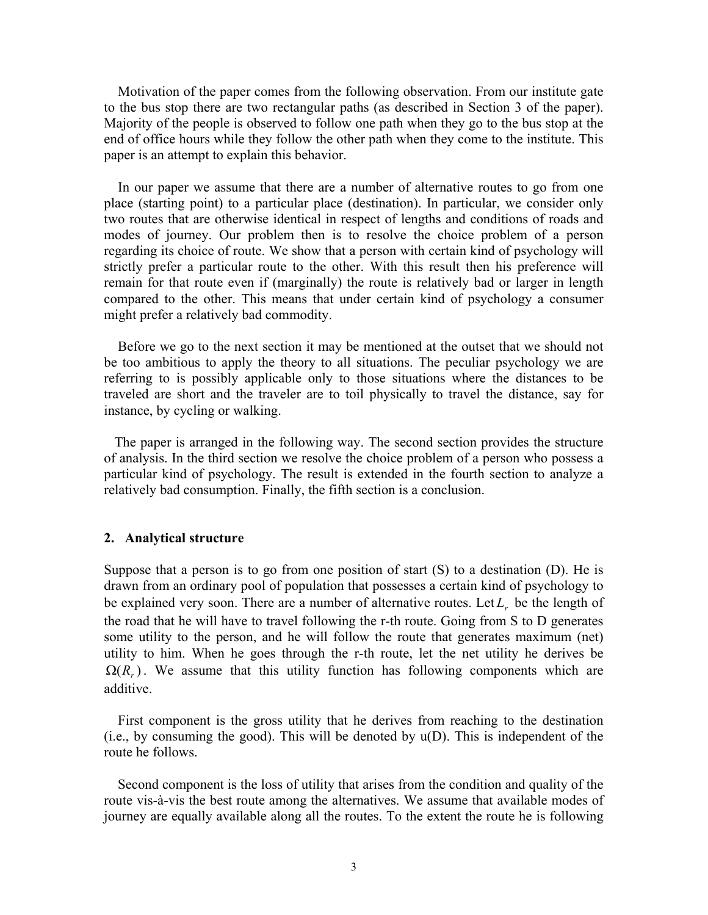Motivation of the paper comes from the following observation. From our institute gate to the bus stop there are two rectangular paths (as described in Section 3 of the paper). Majority of the people is observed to follow one path when they go to the bus stop at the end of office hours while they follow the other path when they come to the institute. This paper is an attempt to explain this behavior.

In our paper we assume that there are a number of alternative routes to go from one place (starting point) to a particular place (destination). In particular, we consider only two routes that are otherwise identical in respect of lengths and conditions of roads and modes of journey. Our problem then is to resolve the choice problem of a person regarding its choice of route. We show that a person with certain kind of psychology will strictly prefer a particular route to the other. With this result then his preference will remain for that route even if (marginally) the route is relatively bad or larger in length compared to the other. This means that under certain kind of psychology a consumer might prefer a relatively bad commodity.

Before we go to the next section it may be mentioned at the outset that we should not be too ambitious to apply the theory to all situations. The peculiar psychology we are referring to is possibly applicable only to those situations where the distances to be traveled are short and the traveler are to toil physically to travel the distance, say for instance, by cycling or walking.

The paper is arranged in the following way. The second section provides the structure of analysis. In the third section we resolve the choice problem of a person who possess a particular kind of psychology. The result is extended in the fourth section to analyze a relatively bad consumption. Finally, the fifth section is a conclusion.

## 2. Analytical structure

Suppose that a person is to go from one position of start (S) to a destination (D). He is drawn from an ordinary pool of population that possesses a certain kind of psychology to be explained very soon. There are a number of alternative routes. Let $L_r$ be the length of the road that he will have to travel following the r-th route. Going from S to D generates some utility to the person, and he will follow the route that generates maximum (net) utility to him. When he goes through the r-th route, let the net utility he derives be $\Omega(R_r)$. We assume that this utility function has following components which are additive.

First component is the gross utility that he derives from reaching to the destination (i.e., by consuming the good). This will be denoted by u(D). This is independent of the route he follows.

Second component is the loss of utility that arises from the condition and quality of the route vis-à-vis the best route among the alternatives. We assume that available modes of journey are equally available along all the routes. To the extent the route he is following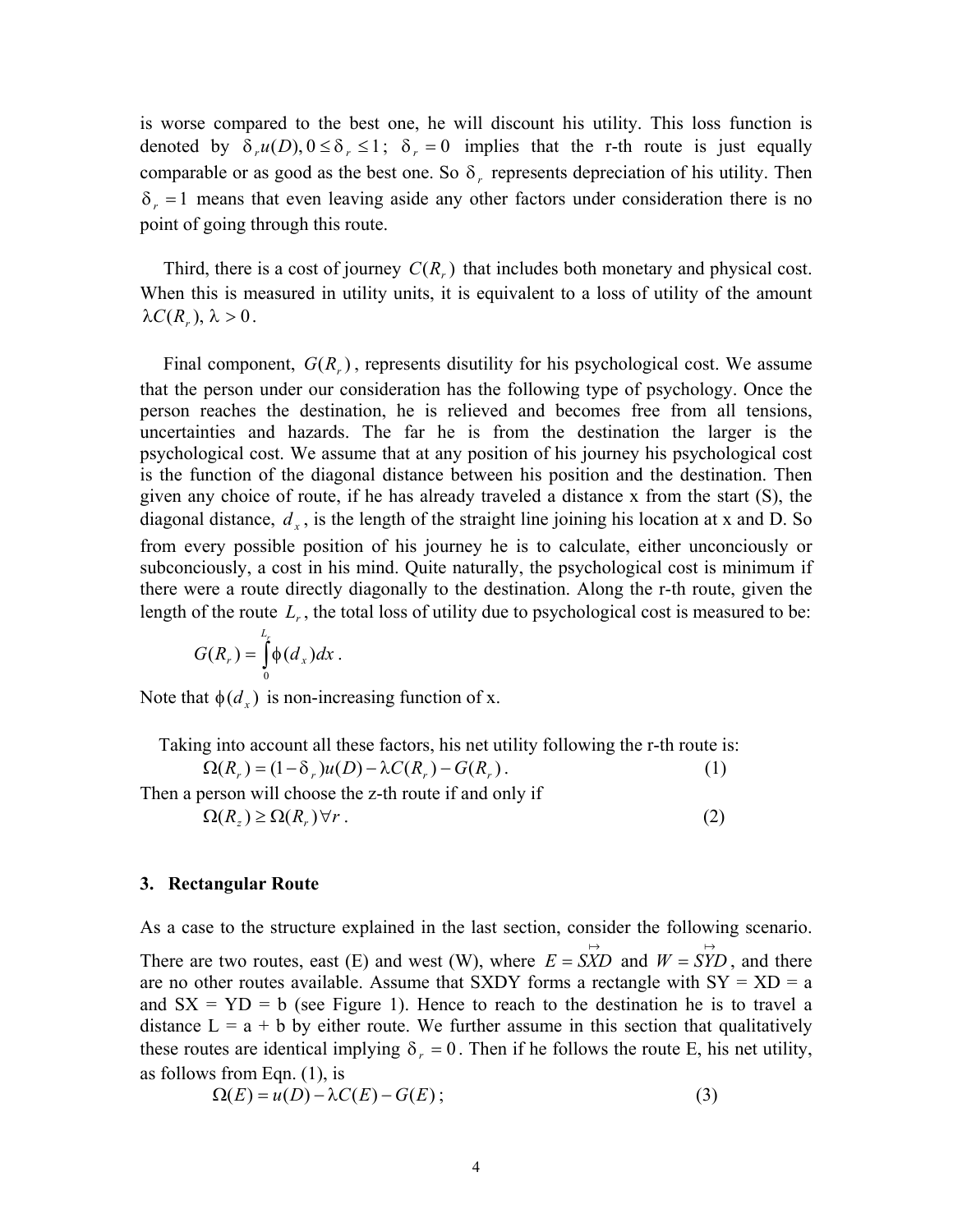is worse compared to the best one, he will discount his utility. This loss function is denoted by $\delta_r u(D), 0 \le \delta_r \le 1$; $\delta_r = 0$ implies that the r-th route is just equally comparable or as good as the best one. So $\delta_r$ represents depreciation of his utility. Then $\delta_r = 1$ means that even leaving aside any other factors under consideration there is no point of going through this route.

Third, there is a cost of journey $C(R_r)$ that includes both monetary and physical cost. When this is measured in utility units, it is equivalent to a loss of utility of the amount $\lambda C(R_r), \lambda > 0$.

Final component, $G(R_r)$, represents disutility for his psychological cost. We assume that the person under our consideration has the following type of psychology. Once the person reaches the destination, he is relieved and becomes free from all tensions, uncertainties and hazards. The far he is from the destination the larger is the psychological cost. We assume that at any position of his journey his psychological cost is the function of the diagonal distance between his position and the destination. Then given any choice of route, if he has already traveled a distance x from the start (S), the diagonal distance, $d_x$, is the length of the straight line joining his location at x and D. So from every possible position of his journey he is to calculate, either unconciously or subconciously, a cost in his mind. Quite naturally, the psychological cost is minimum if there were a route directly diagonally to the destination. Along the r-th route, given the length of the route $L_r$, the total loss of utility due to psychological cost is measured to be:

$$G(R_r) = \int_0^{L_r} \phi(d_x)dx .$$

Note that $\phi(d_x)$ is non-increasing function of x.

Taking into account all these factors, his net utility following the r-th route is:

$$\Omega(R_r) = (1 - \delta_r)u(D) - \lambda C(R_r) - G(R_r) . \quad (1)$$

Then a person will choose the z-th route if and only if

$$\Omega(R_z) \ge \Omega(R_r) \forall r . \quad (2)$$

### 3. Rectangular Route

As a case to the structure explained in the last section, consider the following scenario. There are two routes, east (E) and west (W), where $E = \overset{\mapsto}{SXD}$ and $W = \overset{\mapsto}{SYD}$, and there are no other routes available. Assume that SXDY forms a rectangle with SY = XD = a and SX = YD = b (see Figure 1). Hence to reach to the destination he is to travel a distance L = a + b by either route. We further assume in this section that qualitatively these routes are identical implying $\delta_r = 0$. Then if he follows the route E, his net utility, as follows from Eqn. (1), is

$$\Omega(E) = u(D) - \lambda C(E) - G(E) ; \quad (3)$$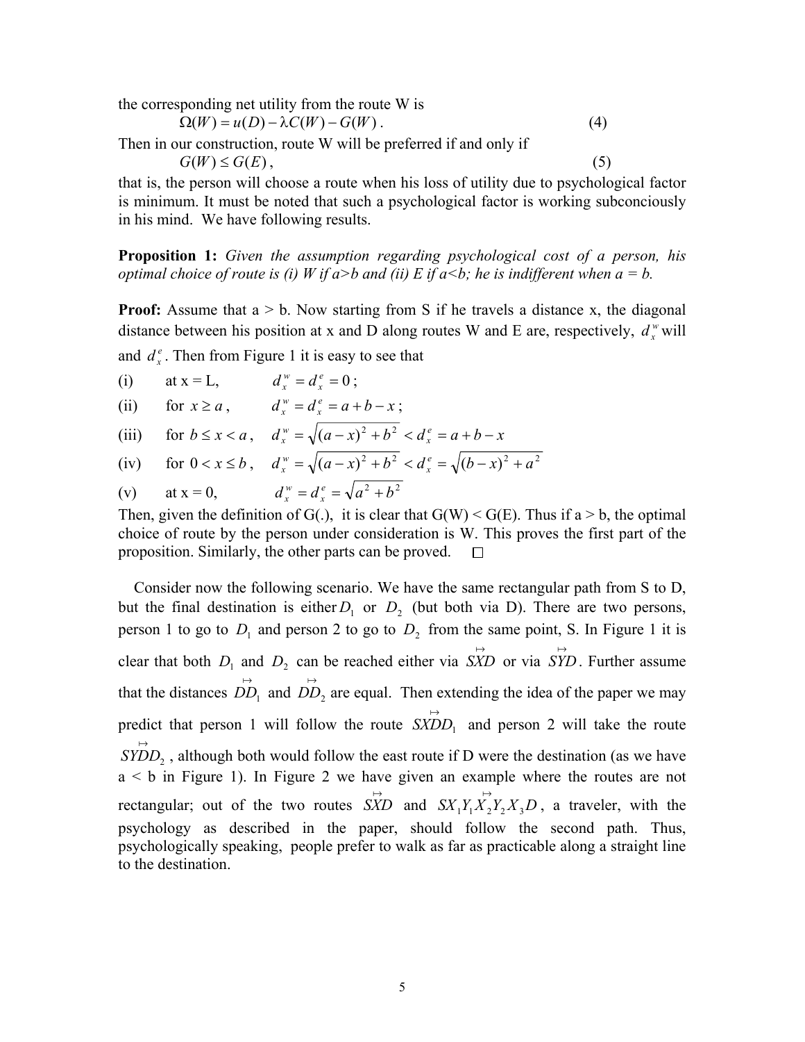the corresponding net utility from the route W is

$$\Omega(W) = u(D) - \lambda C(W) - G(W)\,. \tag{4}$$

Then in our construction, route W will be preferred if and only if

$$G(W) \le G(E)\,, \tag{5}$$

that is, the person will choose a route when his loss of utility due to psychological factor is minimum. It must be noted that such a psychological factor is working subconciously in his mind. We have following results.

**Proposition 1:** *Given the assumption regarding psychological cost of a person, his optimal choice of route is (i) W if a>b and (ii) E if a<b; he is indifferent when a = b.*

**Proof:** Assume that a > b. Now starting from S if he travels a distance x, the diagonal distance between his position at x and D along routes W and E are, respectively, $d_x^w$ will and $d_x^e$. Then from Figure 1 it is easy to see that

(i) at x = L, $d_x^w = d_x^e = 0$;

(ii) for $x \ge a$, $d_x^w = d_x^e = a + b - x$;

(iii) for $b \le x < a$, $d_x^w = \sqrt{(a-x)^2 + b^2} < d_x^e = a + b - x$

(iv) for $0 < x \le b$, $d_x^w = \sqrt{(a-x)^2 + b^2} < d_x^e = \sqrt{(b-x)^2 + a^2}$

(v) at x = 0, $d_x^w = d_x^e = \sqrt{a^2 + b^2}$

Then, given the definition of G(.), it is clear that G(W) < G(E). Thus if a > b, the optimal choice of route by the person under consideration is W. This proves the first part of the proposition. Similarly, the other parts can be proved. □

Consider now the following scenario. We have the same rectangular path from S to D, but the final destination is either $D_1$ or $D_2$ (but both via D). There are two persons, person 1 to go to $D_1$ and person 2 to go to $D_2$ from the same point, S. In Figure 1 it is clear that both $D_1$ and $D_2$ can be reached either via $\overset{\mapsto}{SXD}$ or via $\overset{\mapsto}{SYD}$. Further assume that the distances $\overset{\mapsto}{DD_1}$ and $\overset{\mapsto}{DD_2}$ are equal. Then extending the idea of the paper we may predict that person 1 will follow the route $\overset{\mapsto}{SXDD_1}$ and person 2 will take the route $\overset{\mapsto}{SYDD_2}$, although both would follow the east route if D were the destination (as we have a < b in Figure 1). In Figure 2 we have given an example where the routes are not rectangular; out of the two routes $\overset{\mapsto}{SXD}$ and $\overset{\mapsto}{SX_1Y_1X_2Y_2X_3D}$, a traveler, with the psychology as described in the paper, should follow the second path. Thus, psychologically speaking, people prefer to walk as far as practicable along a straight line to the destination.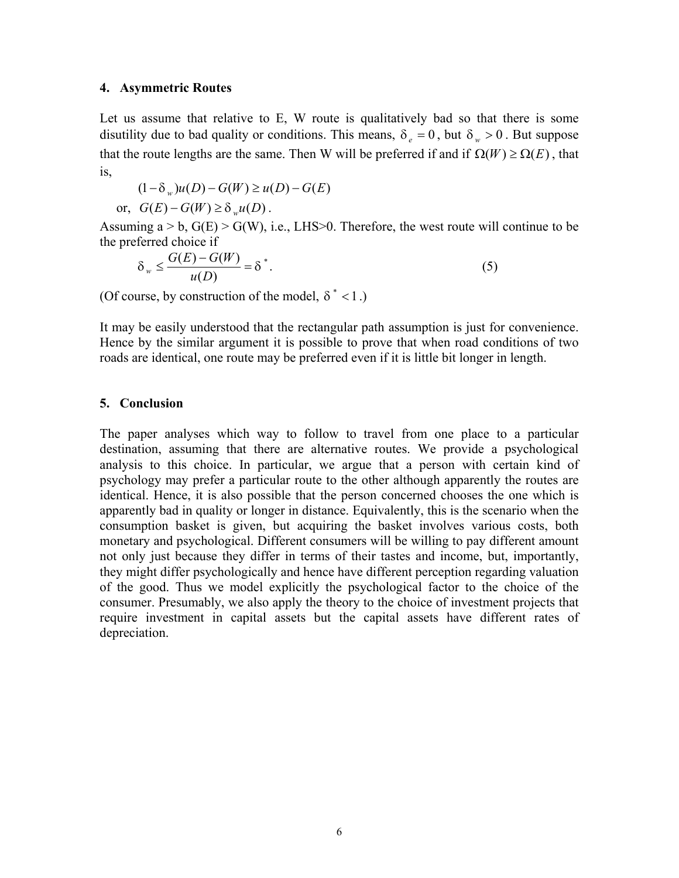## 4. Asymmetric Routes

Let us assume that relative to E, W route is qualitatively bad so that there is some disutility due to bad quality or conditions. This means, $\delta_e = 0$, but $\delta_w > 0$. But suppose that the route lengths are the same. Then W will be preferred if and if $\Omega(W) \geq \Omega(E)$, that is,

$$(1-\delta_w)u(D) - G(W) \geq u(D) - G(E)$$

or, $G(E) - G(W) \geq \delta_w u(D)$.

Assuming a > b, G(E) > G(W), i.e., LHS>0. Therefore, the west route will continue to be the preferred choice if

$$\delta_w \leq \frac{G(E) - G(W)}{u(D)} = \delta^*. \tag{5}$$

(Of course, by construction of the model, $\delta^* < 1$.)

It may be easily understood that the rectangular path assumption is just for convenience. Hence by the similar argument it is possible to prove that when road conditions of two roads are identical, one route may be preferred even if it is little bit longer in length.

## 5. Conclusion

The paper analyses which way to follow to travel from one place to a particular destination, assuming that there are alternative routes. We provide a psychological analysis to this choice. In particular, we argue that a person with certain kind of psychology may prefer a particular route to the other although apparently the routes are identical. Hence, it is also possible that the person concerned chooses the one which is apparently bad in quality or longer in distance. Equivalently, this is the scenario when the consumption basket is given, but acquiring the basket involves various costs, both monetary and psychological. Different consumers will be willing to pay different amount not only just because they differ in terms of their tastes and income, but, importantly, they might differ psychologically and hence have different perception regarding valuation of the good. Thus we model explicitly the psychological factor to the choice of the consumer. Presumably, we also apply the theory to the choice of investment projects that require investment in capital assets but the capital assets have different rates of depreciation.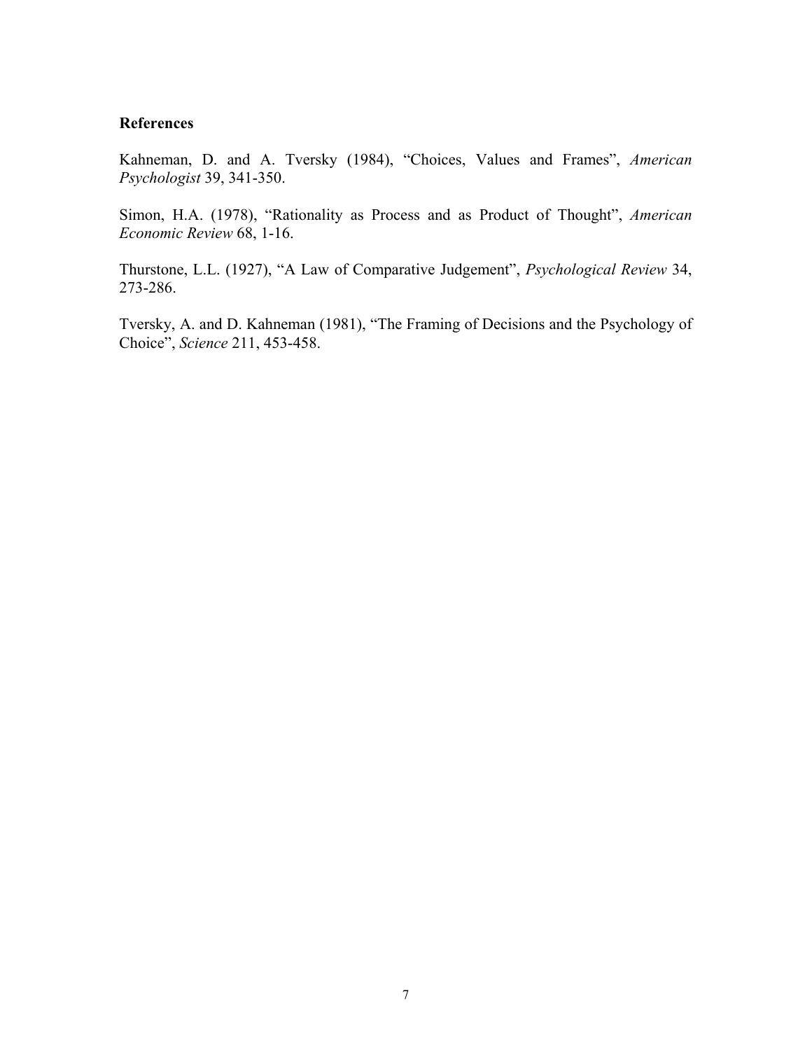**References**

Kahneman, D. and A. Tversky (1984), "Choices, Values and Frames", *American Psychologist* 39, 341-350.

Simon, H.A. (1978), "Rationality as Process and as Product of Thought", *American Economic Review* 68, 1-16.

Thurstone, L.L. (1927), "A Law of Comparative Judgement", *Psychological Review* 34, 273-286.

Tversky, A. and D. Kahneman (1981), "The Framing of Decisions and the Psychology of Choice", *Science* 211, 453-458.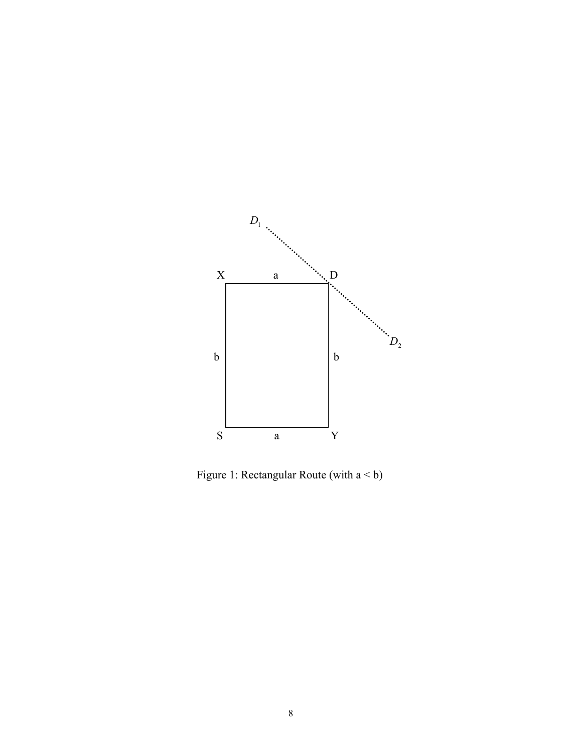Figure 1: Rectangular Route (with a < b)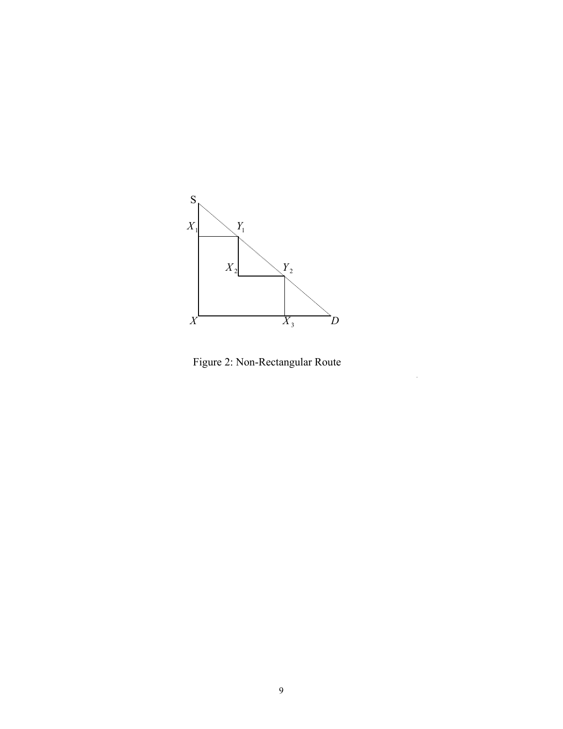S

$X_1$ $Y_1$

$X_2$ $Y_2$

$X$ $X_3$ $D$

Figure 2: Non-Rectangular Route